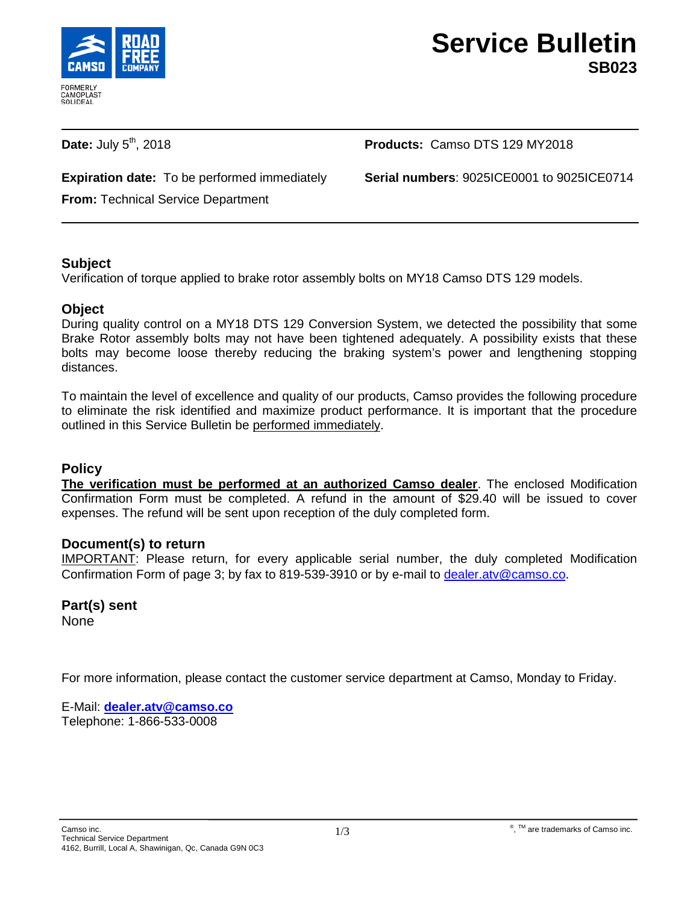# Service Bulletin
## SB023

**Date:** July 5th, 2018

**Expiration date:** To be performed immediately

**From:** Technical Service Department

**Products:** Camso DTS 129 MY2018

**Serial numbers**: 9025ICE0001 to 9025ICE0714

---

### Subject

Verification of torque applied to brake rotor assembly bolts on MY18 Camso DTS 129 models.

### Object

During quality control on a MY18 DTS 129 Conversion System, we detected the possibility that some Brake Rotor assembly bolts may not have been tightened adequately. A possibility exists that these bolts may become loose thereby reducing the braking system's power and lengthening stopping distances.

To maintain the level of excellence and quality of our products, Camso provides the following procedure to eliminate the risk identified and maximize product performance. It is important that the procedure outlined in this Service Bulletin be performed immediately.

### Policy

**The verification must be performed at an authorized Camso dealer**. The enclosed Modification Confirmation Form must be completed. A refund in the amount of $29.40 will be issued to cover expenses. The refund will be sent upon reception of the duly completed form.

### Document(s) to return

IMPORTANT: Please return, for every applicable serial number, the duly completed Modification Confirmation Form of page 3; by fax to 819-539-3910 or by e-mail to dealer.atv@camso.co.

### Part(s) sent

None

For more information, please contact the customer service department at Camso, Monday to Friday.

E-Mail: **dealer.atv@camso.co**
Telephone: 1-866-533-0008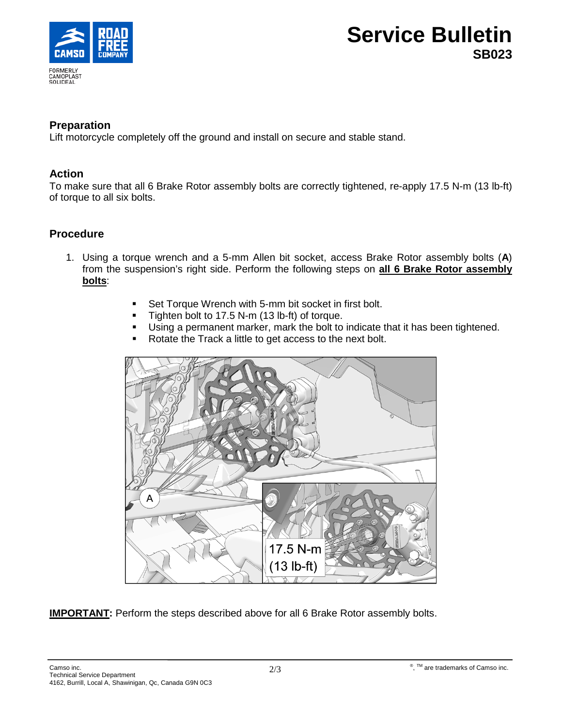## Preparation

Lift motorcycle completely off the ground and install on secure and stable stand.

## Action

To make sure that all 6 Brake Rotor assembly bolts are correctly tightened, re-apply 17.5 N-m (13 lb-ft) of torque to all six bolts.

## Procedure

1. Using a torque wrench and a 5-mm Allen bit socket, access Brake Rotor assembly bolts (**A**) from the suspension's right side. Perform the following steps on **all 6 Brake Rotor assembly bolts**:
   - Set Torque Wrench with 5-mm bit socket in first bolt.
   - Tighten bolt to 17.5 N-m (13 lb-ft) of torque.
   - Using a permanent marker, mark the bolt to indicate that it has been tightened.
   - Rotate the Track a little to get access to the next bolt.

**IMPORTANT:** Perform the steps described above for all 6 Brake Rotor assembly bolts.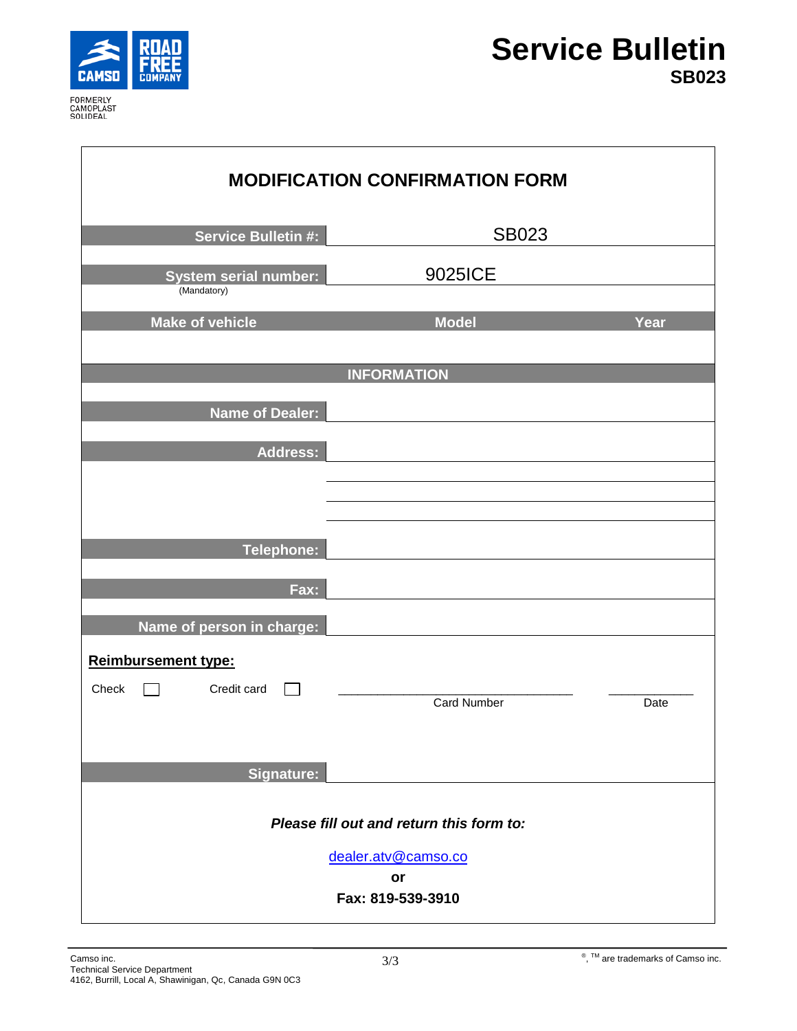# Service Bulletin

**SB023**

## MODIFICATION CONFIRMATION FORM

| | | |
|---|---|---|
| **Service Bulletin #:** | SB023 | |
| **System serial number:** (Mandatory) | 9025ICE | |
| **Make of vehicle** | **Model** | **Year** |
| | | |

**INFORMATION**

**Name of Dealer:** ______________________

**Address:** ______________________

**Telephone:** ______________________

**Fax:** ______________________

**Name of person in charge:** ______________________

**Reimbursement type:**

Check ☐ Credit card ☐ ______________________ Card Number ____________ Date

**Signature:** ______________________

***Please fill out and return this form to:***

dealer.atv@camso.co

**or**

**Fax: 819-539-3910**

Camso inc.
Technical Service Department
4162, Burrill, Local A, Shawinigan, Qc, Canada G9N 0C3

®, ™ are trademarks of Camso inc.